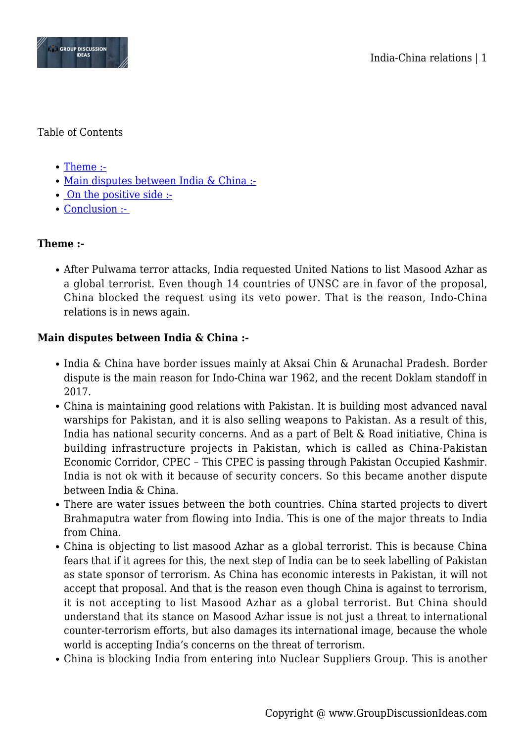Table of Contents

- Theme :-
- Main disputes between India & China :-
- On the positive side :-
- Conclusion :-

**Theme :-**

- After Pulwama terror attacks, India requested United Nations to list Masood Azhar as a global terrorist. Even though 14 countries of UNSC are in favor of the proposal, China blocked the request using its veto power. That is the reason, Indo-China relations is in news again.

**Main disputes between India & China :-**

- India & China have border issues mainly at Aksai Chin & Arunachal Pradesh. Border dispute is the main reason for Indo-China war 1962, and the recent Doklam standoff in 2017.
- China is maintaining good relations with Pakistan. It is building most advanced naval warships for Pakistan, and it is also selling weapons to Pakistan. As a result of this, India has national security concerns. And as a part of Belt & Road initiative, China is building infrastructure projects in Pakistan, which is called as China-Pakistan Economic Corridor, CPEC – This CPEC is passing through Pakistan Occupied Kashmir. India is not ok with it because of security concers. So this became another dispute between India & China.
- There are water issues between the both countries. China started projects to divert Brahmaputra water from flowing into India. This is one of the major threats to India from China.
- China is objecting to list masood Azhar as a global terrorist. This is because China fears that if it agrees for this, the next step of India can be to seek labelling of Pakistan as state sponsor of terrorism. As China has economic interests in Pakistan, it will not accept that proposal. And that is the reason even though China is against to terrorism, it is not accepting to list Masood Azhar as a global terrorist. But China should understand that its stance on Masood Azhar issue is not just a threat to international counter-terrorism efforts, but also damages its international image, because the whole world is accepting India's concerns on the threat of terrorism.
- China is blocking India from entering into Nuclear Suppliers Group. This is another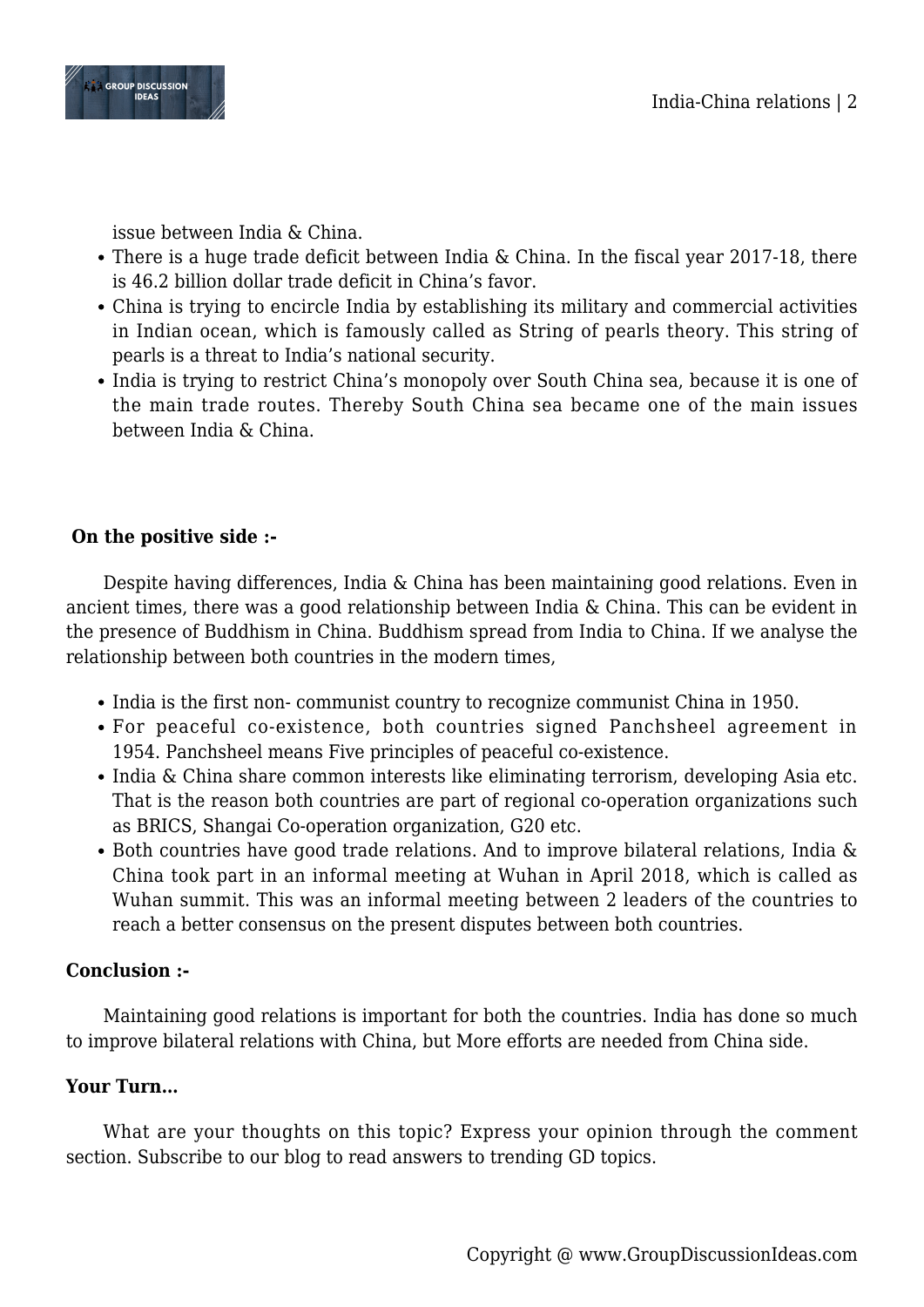issue between India & China.

- There is a huge trade deficit between India & China. In the fiscal year 2017-18, there is 46.2 billion dollar trade deficit in China's favor.
- China is trying to encircle India by establishing its military and commercial activities in Indian ocean, which is famously called as String of pearls theory. This string of pearls is a threat to India's national security.
- India is trying to restrict China's monopoly over South China sea, because it is one of the main trade routes. Thereby South China sea became one of the main issues between India & China.

**On the positive side :-**

Despite having differences, India & China has been maintaining good relations. Even in ancient times, there was a good relationship between India & China. This can be evident in the presence of Buddhism in China. Buddhism spread from India to China. If we analyse the relationship between both countries in the modern times,

- India is the first non- communist country to recognize communist China in 1950.
- For peaceful co-existence, both countries signed Panchsheel agreement in 1954. Panchsheel means Five principles of peaceful co-existence.
- India & China share common interests like eliminating terrorism, developing Asia etc. That is the reason both countries are part of regional co-operation organizations such as BRICS, Shangai Co-operation organization, G20 etc.
- Both countries have good trade relations. And to improve bilateral relations, India & China took part in an informal meeting at Wuhan in April 2018, which is called as Wuhan summit. This was an informal meeting between 2 leaders of the countries to reach a better consensus on the present disputes between both countries.

**Conclusion :-**

Maintaining good relations is important for both the countries. India has done so much to improve bilateral relations with China, but More efforts are needed from China side.

**Your Turn…**

What are your thoughts on this topic? Express your opinion through the comment section. Subscribe to our blog to read answers to trending GD topics.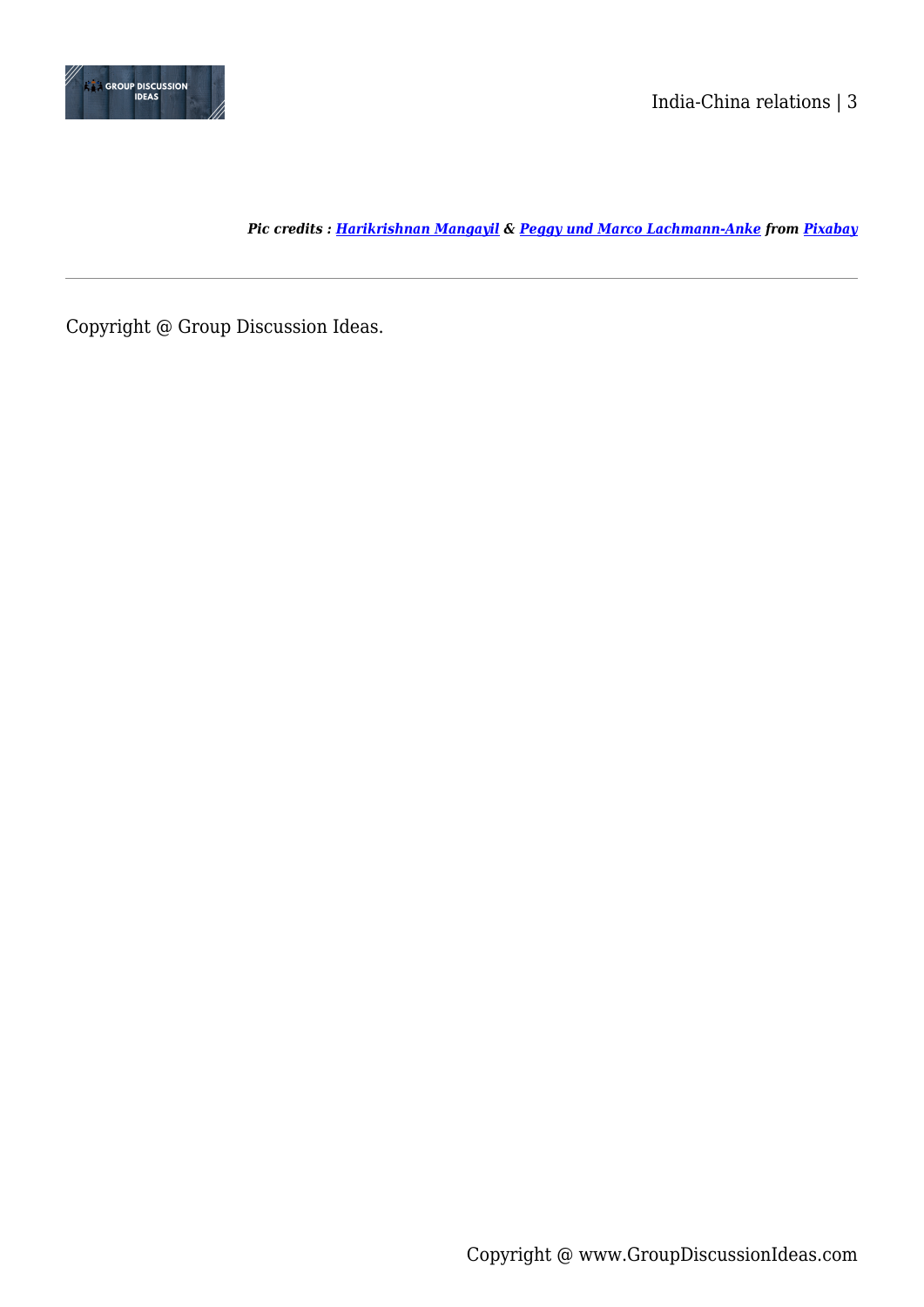***Pic credits : [Harikrishnan Mangayil](#) & [Peggy und Marco Lachmann-Anke](#) from [Pixabay](#)***

---

Copyright @ Group Discussion Ideas.